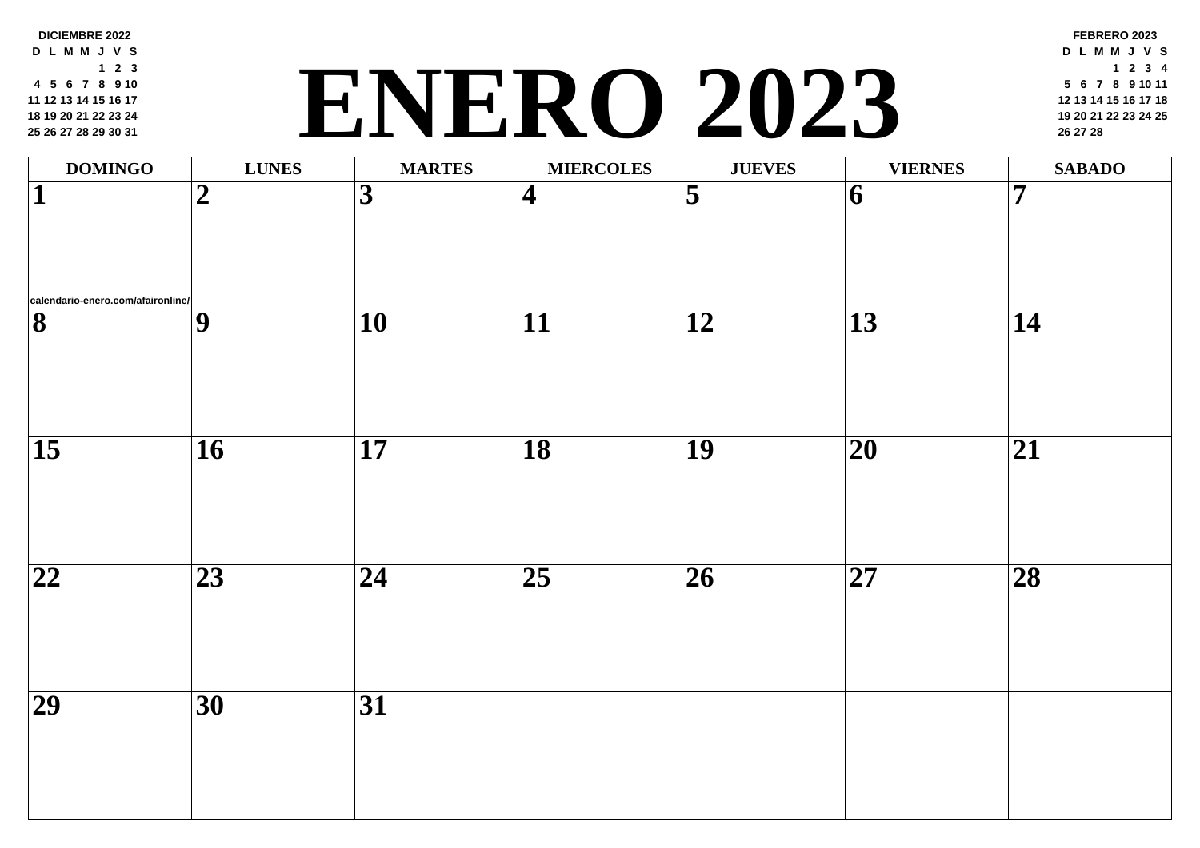DICIEMBRE 2022

| D | L | M | M | J | V | S |
|---|---|---|---|---|---|---|
| | | | | 1 | 2 | 3 |
| 4 | 5 | 6 | 7 | 8 | 9 | 10 |
| 11 | 12 | 13 | 14 | 15 | 16 | 17 |
| 18 | 19 | 20 | 21 | 22 | 23 | 24 |
| 25 | 26 | 27 | 28 | 29 | 30 | 31 |

# ENERO 2023

FEBRERO 2023

| D | L | M | M | J | V | S |
|---|---|---|---|---|---|---|
| | | | 1 | 2 | 3 | 4 |
| 5 | 6 | 7 | 8 | 9 | 10 | 11 |
| 12 | 13 | 14 | 15 | 16 | 17 | 18 |
| 19 | 20 | 21 | 22 | 23 | 24 | 25 |
| 26 | 27 | 28 | | | | |

| DOMINGO | LUNES | MARTES | MIERCOLES | JUEVES | VIERNES | SABADO |
|---|---|---|---|---|---|---|
| 1 calendario-enero.com/afaironline/ | 2 | 3 | 4 | 5 | 6 | 7 |
| 8 | 9 | 10 | 11 | 12 | 13 | 14 |
| 15 | 16 | 17 | 18 | 19 | 20 | 21 |
| 22 | 23 | 24 | 25 | 26 | 27 | 28 |
| 29 | 30 | 31 | | | | |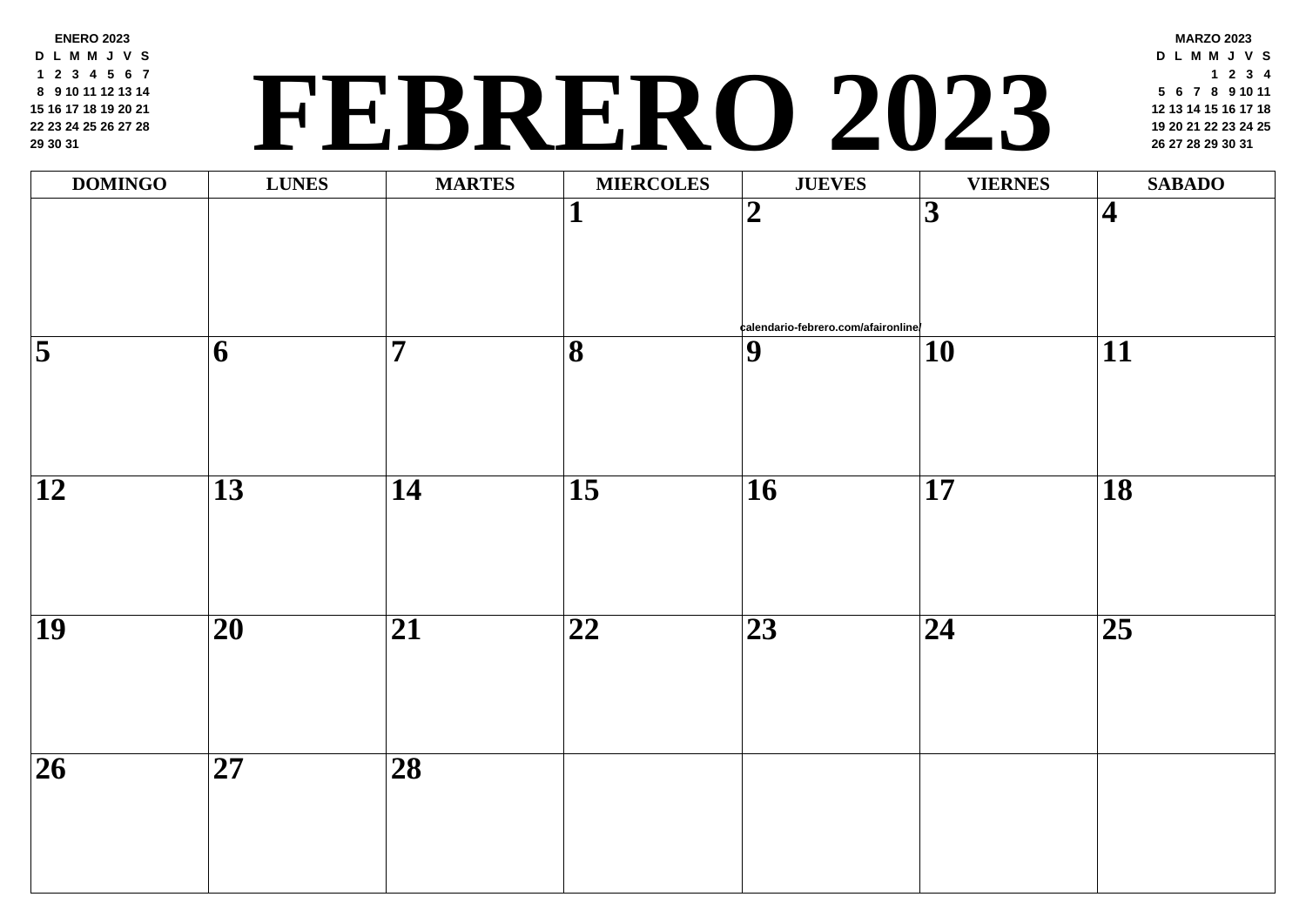**ENERO 2023**

| D | L | M | M | J | V | S |
|---|---|---|---|---|---|---|
| 1 | 2 | 3 | 4 | 5 | 6 | 7 |
| 8 | 9 | 10 | 11 | 12 | 13 | 14 |
| 15 | 16 | 17 | 18 | 19 | 20 | 21 |
| 22 | 23 | 24 | 25 | 26 | 27 | 28 |
| 29 | 30 | 31 | | | | |

# FEBRERO 2023

**MARZO 2023**

| D | L | M | M | J | V | S |
|---|---|---|---|---|---|---|
| | | | 1 | 2 | 3 | 4 |
| 5 | 6 | 7 | 8 | 9 | 10 | 11 |
| 12 | 13 | 14 | 15 | 16 | 17 | 18 |
| 19 | 20 | 21 | 22 | 23 | 24 | 25 |
| 26 | 27 | 28 | 29 | 30 | 31 | |

| DOMINGO | LUNES | MARTES | MIERCOLES | JUEVES | VIERNES | SABADO |
|---|---|---|---|---|---|---|
| | | | 1 | 2 | 3 | 4 |
| 5 | 6 | 7 | 8 | 9 | 10 | 11 |
| 12 | 13 | 14 | 15 | 16 | 17 | 18 |
| 19 | 20 | 21 | 22 | 23 | 24 | 25 |
| 26 | 27 | 28 | | | | |

calendario-febrero.com/afaironline/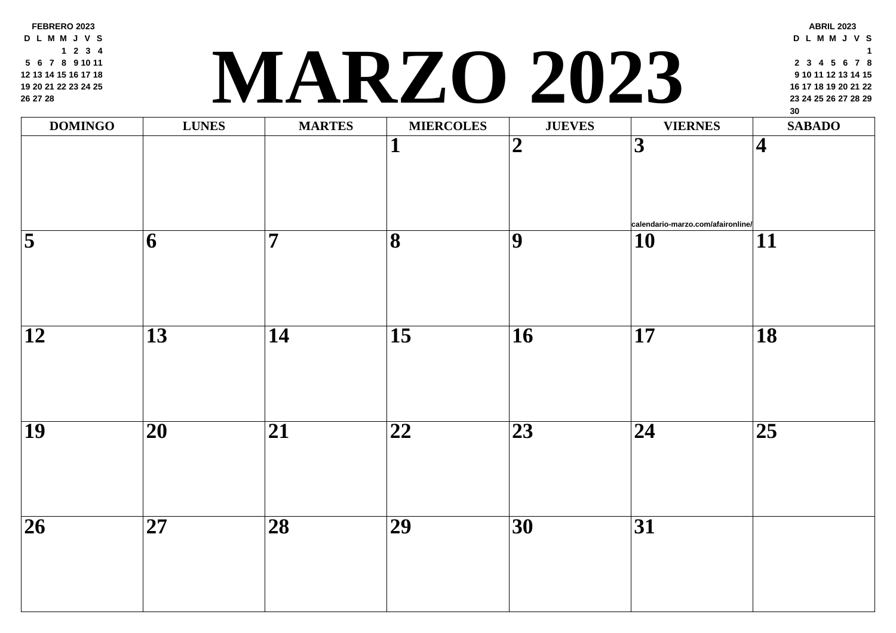FEBRERO 2023

| D | L | M | M | J | V | S |
|---|---|---|---|---|---|---|
| | | | 1 | 2 | 3 | 4 |
| 5 | 6 | 7 | 8 | 9 | 10 | 11 |
| 12 | 13 | 14 | 15 | 16 | 17 | 18 |
| 19 | 20 | 21 | 22 | 23 | 24 | 25 |
| 26 | 27 | 28 | | | | |

# MARZO 2023

ABRIL 2023

| D | L | M | M | J | V | S |
|---|---|---|---|---|---|---|
| | | | | | | 1 |
| 2 | 3 | 4 | 5 | 6 | 7 | 8 |
| 9 | 10 | 11 | 12 | 13 | 14 | 15 |
| 16 | 17 | 18 | 19 | 20 | 21 | 22 |
| 23 | 24 | 25 | 26 | 27 | 28 | 29 |
| 30 | | | | | | |

| DOMINGO | LUNES | MARTES | MIERCOLES | JUEVES | VIERNES | SABADO |
|---|---|---|---|---|---|---|
| | | | 1 | 2 | 3 calendario-marzo.com/afaironline/ | 4 |
| 5 | 6 | 7 | 8 | 9 | 10 | 11 |
| 12 | 13 | 14 | 15 | 16 | 17 | 18 |
| 19 | 20 | 21 | 22 | 23 | 24 | 25 |
| 26 | 27 | 28 | 29 | 30 | 31 | |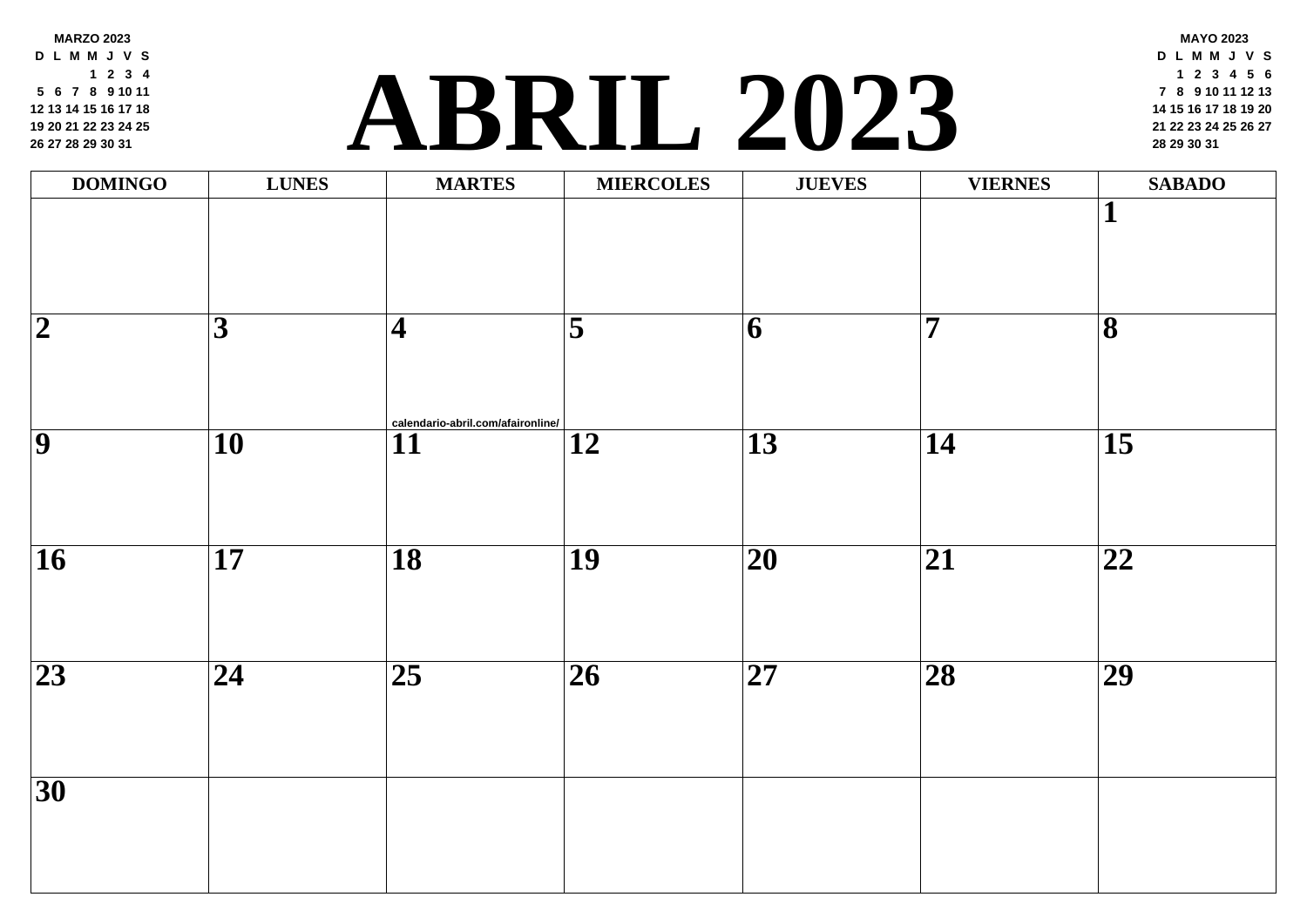# ABRIL 2023

**MARZO 2023**

| D | L | M | M | J | V | S |
|---|---|---|---|---|---|---|
| | | | 1 | 2 | 3 | 4 |
| 5 | 6 | 7 | 8 | 9 | 10 | 11 |
| 12 | 13 | 14 | 15 | 16 | 17 | 18 |
| 19 | 20 | 21 | 22 | 23 | 24 | 25 |
| 26 | 27 | 28 | 29 | 30 | 31 | |

**MAYO 2023**

| D | L | M | M | J | V | S |
|---|---|---|---|---|---|---|
| | 1 | 2 | 3 | 4 | 5 | 6 |
| 7 | 8 | 9 | 10 | 11 | 12 | 13 |
| 14 | 15 | 16 | 17 | 18 | 19 | 20 |
| 21 | 22 | 23 | 24 | 25 | 26 | 27 |
| 28 | 29 | 30 | 31 | | | |

| DOMINGO | LUNES | MARTES | MIERCOLES | JUEVES | VIERNES | SABADO |
|---|---|---|---|---|---|---|
| | | | | | | 1 |
| 2 | 3 | 4 calendario-abril.com/afaironline/ | 5 | 6 | 7 | 8 |
| 9 | 10 | 11 | 12 | 13 | 14 | 15 |
| 16 | 17 | 18 | 19 | 20 | 21 | 22 |
| 23 | 24 | 25 | 26 | 27 | 28 | 29 |
| 30 | | | | | | |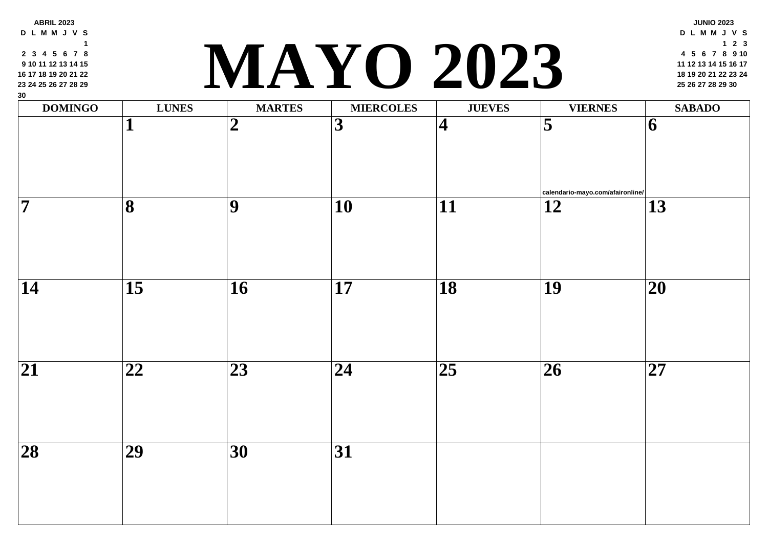# MAYO 2023

**ABRIL 2023**

| D | L | M | M | J | V | S |
|---|---|---|---|---|---|---|
| | | | | | | 1 |
| 2 | 3 | 4 | 5 | 6 | 7 | 8 |
| 9 | 10 | 11 | 12 | 13 | 14 | 15 |
| 16 | 17 | 18 | 19 | 20 | 21 | 22 |
| 23 | 24 | 25 | 26 | 27 | 28 | 29 |
| 30 | | | | | | |

**JUNIO 2023**

| D | L | M | M | J | V | S |
|---|---|---|---|---|---|---|
| | | | | 1 | 2 | 3 |
| 4 | 5 | 6 | 7 | 8 | 9 | 10 |
| 11 | 12 | 13 | 14 | 15 | 16 | 17 |
| 18 | 19 | 20 | 21 | 22 | 23 | 24 |
| 25 | 26 | 27 | 28 | 29 | 30 | |

| DOMINGO | LUNES | MARTES | MIERCOLES | JUEVES | VIERNES | SABADO |
|---|---|---|---|---|---|---|
| | 1 | 2 | 3 | 4 | 5 calendario-mayo.com/afaironline/ | 6 |
| 7 | 8 | 9 | 10 | 11 | 12 | 13 |
| 14 | 15 | 16 | 17 | 18 | 19 | 20 |
| 21 | 22 | 23 | 24 | 25 | 26 | 27 |
| 28 | 29 | 30 | 31 | | | |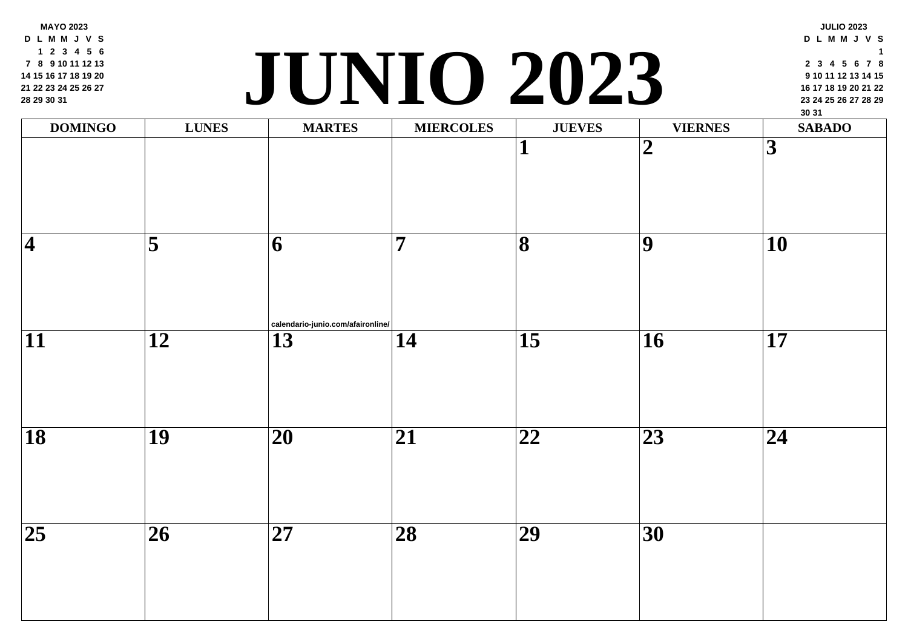MAYO 2023

| D | L | M | M | J | V | S |
|---|---|---|---|---|---|---|
| | 1 | 2 | 3 | 4 | 5 | 6 |
| 7 | 8 | 9 | 10 | 11 | 12 | 13 |
| 14 | 15 | 16 | 17 | 18 | 19 | 20 |
| 21 | 22 | 23 | 24 | 25 | 26 | 27 |
| 28 | 29 | 30 | 31 | | | |

# JUNIO 2023

JULIO 2023

| D | L | M | M | J | V | S |
|---|---|---|---|---|---|---|
| | | | | | | 1 |
| 2 | 3 | 4 | 5 | 6 | 7 | 8 |
| 9 | 10 | 11 | 12 | 13 | 14 | 15 |
| 16 | 17 | 18 | 19 | 20 | 21 | 22 |
| 23 | 24 | 25 | 26 | 27 | 28 | 29 |
| 30 | 31 | | | | | |

| DOMINGO | LUNES | MARTES | MIERCOLES | JUEVES | VIERNES | SABADO |
|---|---|---|---|---|---|---|
| | | | | **1** | **2** | **3** |
| **4** | **5** | **6** calendario-junio.com/afaironline/ | **7** | **8** | **9** | **10** |
| **11** | **12** | **13** | **14** | **15** | **16** | **17** |
| **18** | **19** | **20** | **21** | **22** | **23** | **24** |
| **25** | **26** | **27** | **28** | **29** | **30** | |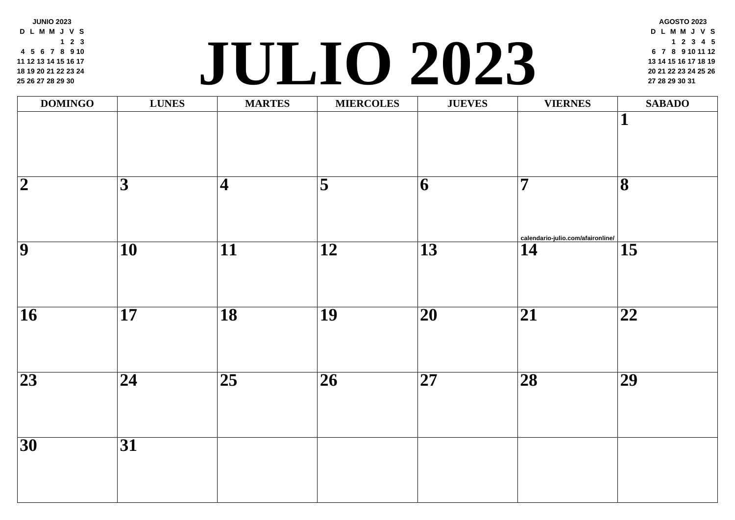# JULIO 2023

**JUNIO 2023**

| D | L | M | M | J | V | S |
|---|---|---|---|---|---|---|
| | | | | 1 | 2 | 3 |
| 4 | 5 | 6 | 7 | 8 | 9 | 10 |
| 11 | 12 | 13 | 14 | 15 | 16 | 17 |
| 18 | 19 | 20 | 21 | 22 | 23 | 24 |
| 25 | 26 | 27 | 28 | 29 | 30 | |

**AGOSTO 2023**

| D | L | M | M | J | V | S |
|---|---|---|---|---|---|---|
| | | 1 | 2 | 3 | 4 | 5 |
| 6 | 7 | 8 | 9 | 10 | 11 | 12 |
| 13 | 14 | 15 | 16 | 17 | 18 | 19 |
| 20 | 21 | 22 | 23 | 24 | 25 | 26 |
| 27 | 28 | 29 | 30 | 31 | | |

| DOMINGO | LUNES | MARTES | MIERCOLES | JUEVES | VIERNES | SABADO |
|---|---|---|---|---|---|---|
| | | | | | | 1 |
| 2 | 3 | 4 | 5 | 6 | 7 calendario-julio.com/afaironline/ | 8 |
| 9 | 10 | 11 | 12 | 13 | 14 | 15 |
| 16 | 17 | 18 | 19 | 20 | 21 | 22 |
| 23 | 24 | 25 | 26 | 27 | 28 | 29 |
| 30 | 31 | | | | | |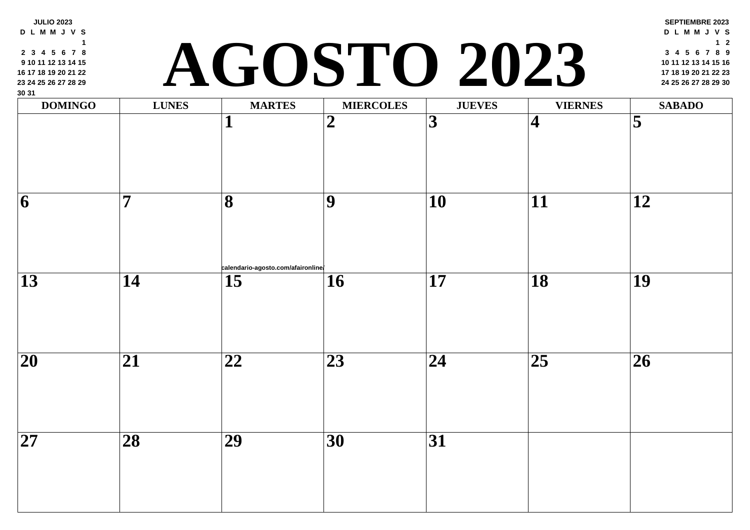# AGOSTO 2023

**JULIO 2023**

| D | L | M | M | J | V | S |
|---|---|---|---|---|---|---|
| | | | | | | 1 |
| 2 | 3 | 4 | 5 | 6 | 7 | 8 |
| 9 | 10 | 11 | 12 | 13 | 14 | 15 |
| 16 | 17 | 18 | 19 | 20 | 21 | 22 |
| 23 | 24 | 25 | 26 | 27 | 28 | 29 |
| 30 | 31 | | | | | |

**SEPTIEMBRE 2023**

| D | L | M | M | J | V | S |
|---|---|---|---|---|---|---|
| | | | | | 1 | 2 |
| 3 | 4 | 5 | 6 | 7 | 8 | 9 |
| 10 | 11 | 12 | 13 | 14 | 15 | 16 |
| 17 | 18 | 19 | 20 | 21 | 22 | 23 |
| 24 | 25 | 26 | 27 | 28 | 29 | 30 |

| DOMINGO | LUNES | MARTES | MIERCOLES | JUEVES | VIERNES | SABADO |
|---|---|---|---|---|---|---|
| | | 1 | 2 | 3 | 4 | 5 |
| 6 | 7 | 8 | 9 | 10 | 11 | 12 |
| 13 | 14 | 15 | 16 | 17 | 18 | 19 |
| 20 | 21 | 22 | 23 | 24 | 25 | 26 |
| 27 | 28 | 29 | 30 | 31 | | |

calendario-agosto.com/afaironline/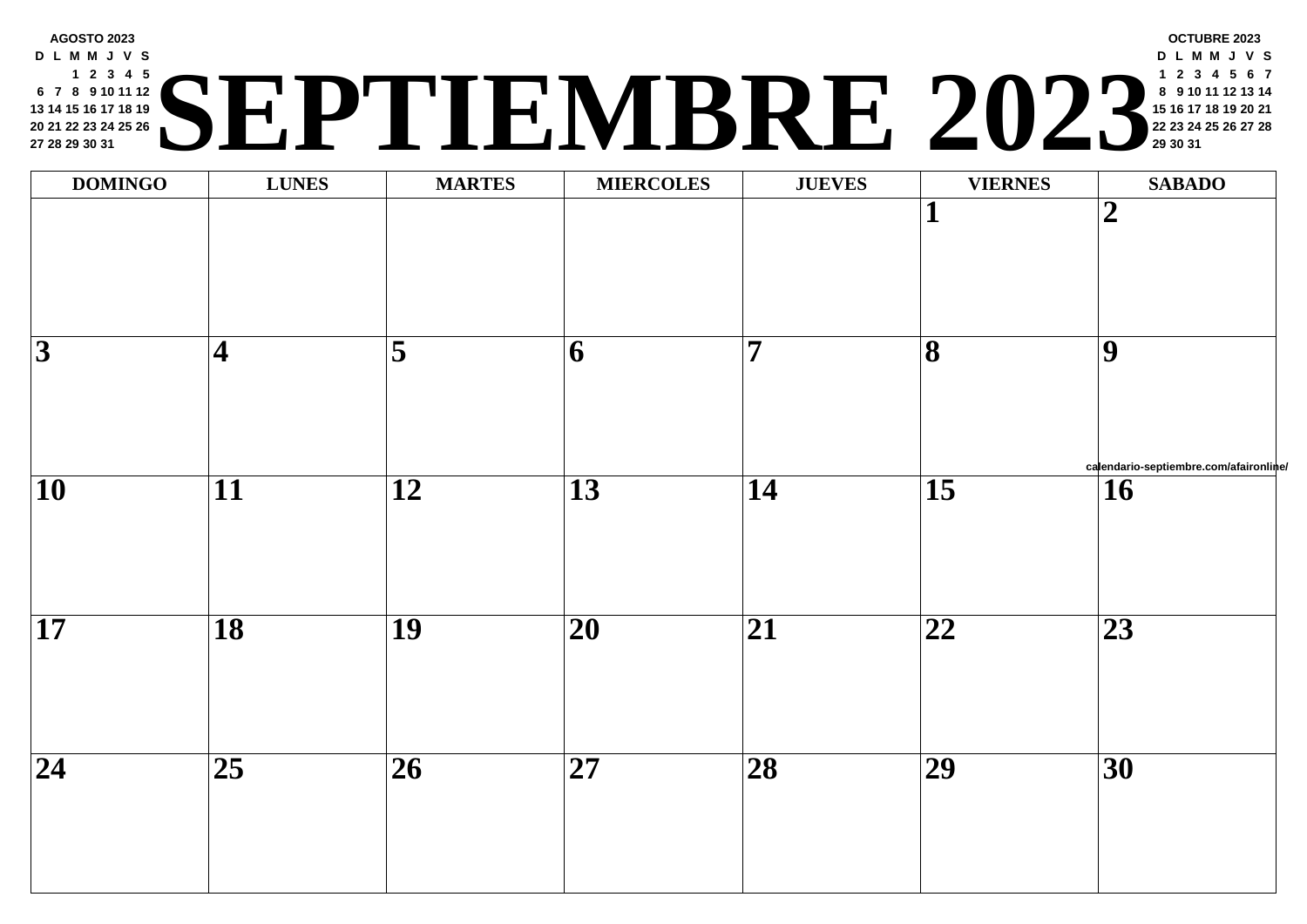# SEPTIEMBRE 2023

**AGOSTO 2023**

| D | L | M | M | J | V | S |
|---|---|---|---|---|---|---|
| | | 1 | 2 | 3 | 4 | 5 |
| 6 | 7 | 8 | 9 | 10 | 11 | 12 |
| 13 | 14 | 15 | 16 | 17 | 18 | 19 |
| 20 | 21 | 22 | 23 | 24 | 25 | 26 |
| 27 | 28 | 29 | 30 | 31 | | |

**OCTUBRE 2023**

| D | L | M | M | J | V | S |
|---|---|---|---|---|---|---|
| 1 | 2 | 3 | 4 | 5 | 6 | 7 |
| 8 | 9 | 10 | 11 | 12 | 13 | 14 |
| 15 | 16 | 17 | 18 | 19 | 20 | 21 |
| 22 | 23 | 24 | 25 | 26 | 27 | 28 |
| 29 | 30 | 31 | | | | |

| DOMINGO | LUNES | MARTES | MIERCOLES | JUEVES | VIERNES | SABADO |
|---|---|---|---|---|---|---|
| | | | | | 1 | 2 |
| 3 | 4 | 5 | 6 | 7 | 8 | 9 |
| 10 | 11 | 12 | 13 | 14 | 15 | 16 |
| 17 | 18 | 19 | 20 | 21 | 22 | 23 |
| 24 | 25 | 26 | 27 | 28 | 29 | 30 |

calendario-septiembre.com/afaironline/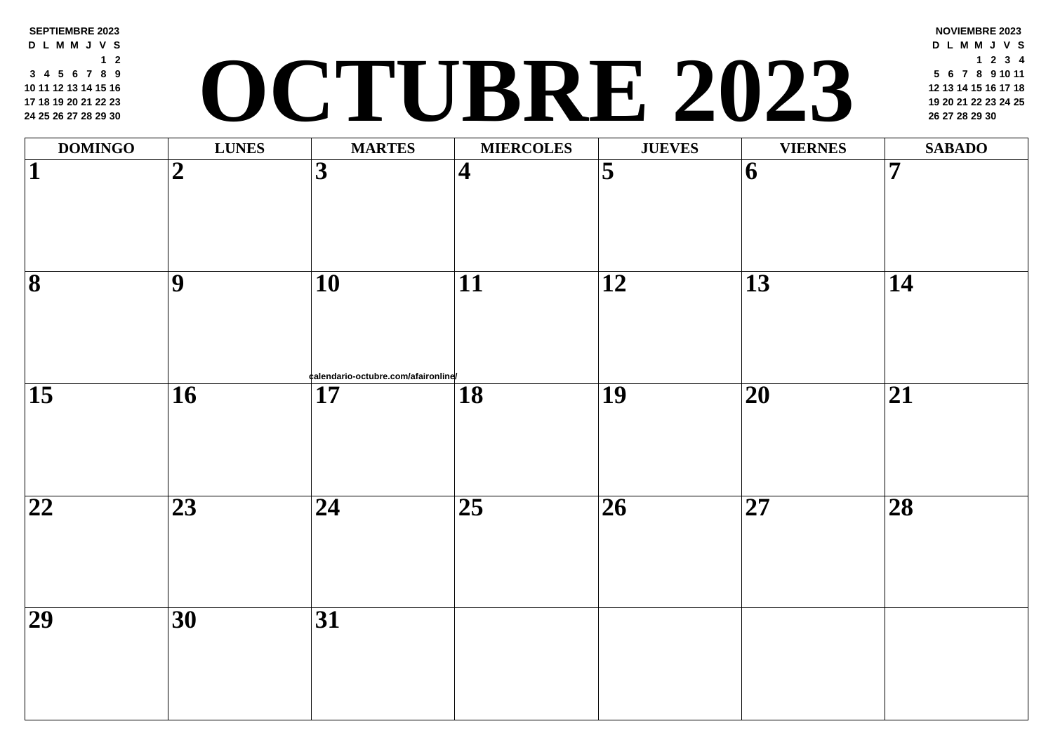# OCTUBRE 2023

**SEPTIEMBRE 2023**

| D | L | M | M | J | V | S |
|---|---|---|---|---|---|---|
| | | | | | 1 | 2 |
| 3 | 4 | 5 | 6 | 7 | 8 | 9 |
| 10 | 11 | 12 | 13 | 14 | 15 | 16 |
| 17 | 18 | 19 | 20 | 21 | 22 | 23 |
| 24 | 25 | 26 | 27 | 28 | 29 | 30 |

**NOVIEMBRE 2023**

| D | L | M | M | J | V | S |
|---|---|---|---|---|---|---|
| | | | 1 | 2 | 3 | 4 |
| 5 | 6 | 7 | 8 | 9 | 10 | 11 |
| 12 | 13 | 14 | 15 | 16 | 17 | 18 |
| 19 | 20 | 21 | 22 | 23 | 24 | 25 |
| 26 | 27 | 28 | 29 | 30 | | |

| DOMINGO | LUNES | MARTES | MIERCOLES | JUEVES | VIERNES | SABADO |
|---|---|---|---|---|---|---|
| 1 | 2 | 3 | 4 | 5 | 6 | 7 |
| 8 | 9 | 10 | 11 | 12 | 13 | 14 |
| 15 | 16 | 17 | 18 | 19 | 20 | 21 |
| 22 | 23 | 24 | 25 | 26 | 27 | 28 |
| 29 | 30 | 31 | | | | |

calendario-octubre.com/afaironline/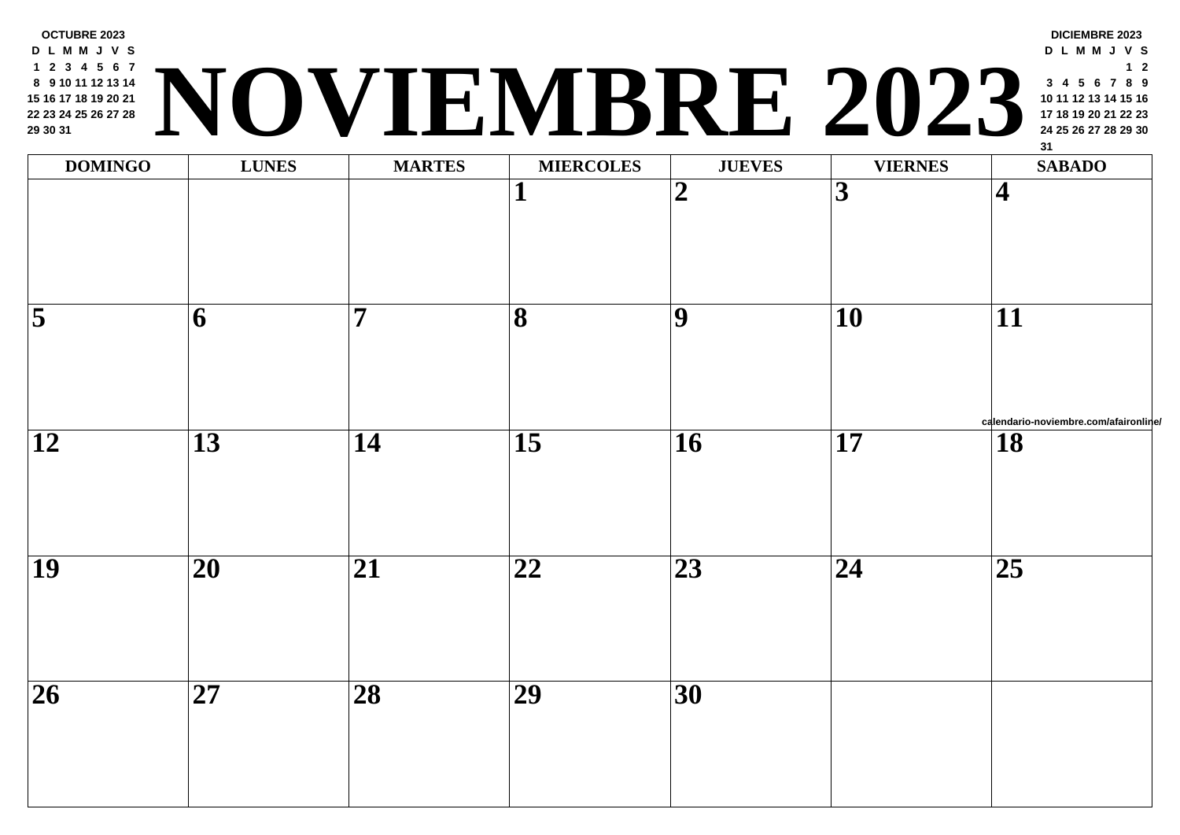# NOVIEMBRE 2023

| OCTUBRE 2023 | | | | | | |
|---|---|---|---|---|---|---|
| D | L | M | M | J | V | S |
| 1 | 2 | 3 | 4 | 5 | 6 | 7 |
| 8 | 9 | 10 | 11 | 12 | 13 | 14 |
| 15 | 16 | 17 | 18 | 19 | 20 | 21 |
| 22 | 23 | 24 | 25 | 26 | 27 | 28 |
| 29 | 30 | 31 | | | | |

| DICIEMBRE 2023 | | | | | | |
|---|---|---|---|---|---|---|
| D | L | M | M | J | V | S |
| | | | | | 1 | 2 |
| 3 | 4 | 5 | 6 | 7 | 8 | 9 |
| 10 | 11 | 12 | 13 | 14 | 15 | 16 |
| 17 | 18 | 19 | 20 | 21 | 22 | 23 |
| 24 | 25 | 26 | 27 | 28 | 29 | 30 |
| 31 | | | | | | |

| DOMINGO | LUNES | MARTES | MIERCOLES | JUEVES | VIERNES | SABADO |
|---|---|---|---|---|---|---|
| | | | 1 | 2 | 3 | 4 |
| 5 | 6 | 7 | 8 | 9 | 10 | 11 |
| 12 | 13 | 14 | 15 | 16 | 17 | 18 |
| 19 | 20 | 21 | 22 | 23 | 24 | 25 |
| 26 | 27 | 28 | 29 | 30 | | |

calendario-noviembre.com/afaironline/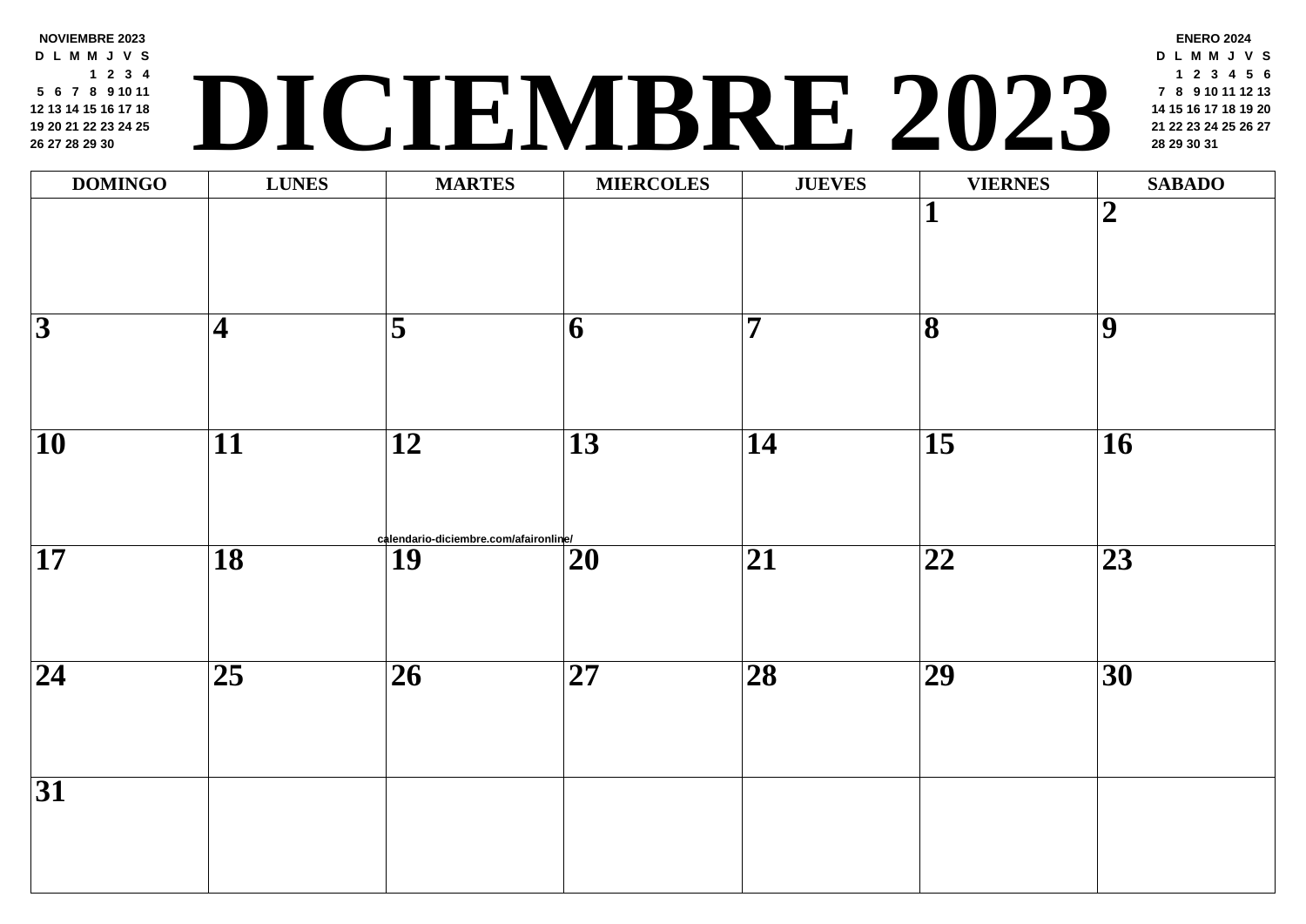NOVIEMBRE 2023

| D | L | M | M | J | V | S |
|---|---|---|---|---|---|---|
| | | | 1 | 2 | 3 | 4 |
| 5 | 6 | 7 | 8 | 9 | 10 | 11 |
| 12 | 13 | 14 | 15 | 16 | 17 | 18 |
| 19 | 20 | 21 | 22 | 23 | 24 | 25 |
| 26 | 27 | 28 | 29 | 30 | | |

# DICIEMBRE 2023

ENERO 2024

| D | L | M | M | J | V | S |
|---|---|---|---|---|---|---|
| | 1 | 2 | 3 | 4 | 5 | 6 |
| 7 | 8 | 9 | 10 | 11 | 12 | 13 |
| 14 | 15 | 16 | 17 | 18 | 19 | 20 |
| 21 | 22 | 23 | 24 | 25 | 26 | 27 |
| 28 | 29 | 30 | 31 | | | |

| DOMINGO | LUNES | MARTES | MIERCOLES | JUEVES | VIERNES | SABADO |
|---|---|---|---|---|---|---|
| | | | | | 1 | 2 |
| 3 | 4 | 5 | 6 | 7 | 8 | 9 |
| 10 | 11 | 12 | 13 | 14 | 15 | 16 |
| 17 | 18 | 19 | 20 | 21 | 22 | 23 |
| 24 | 25 | 26 | 27 | 28 | 29 | 30 |
| 31 | | | | | | |

calendario-diciembre.com/afaironline/